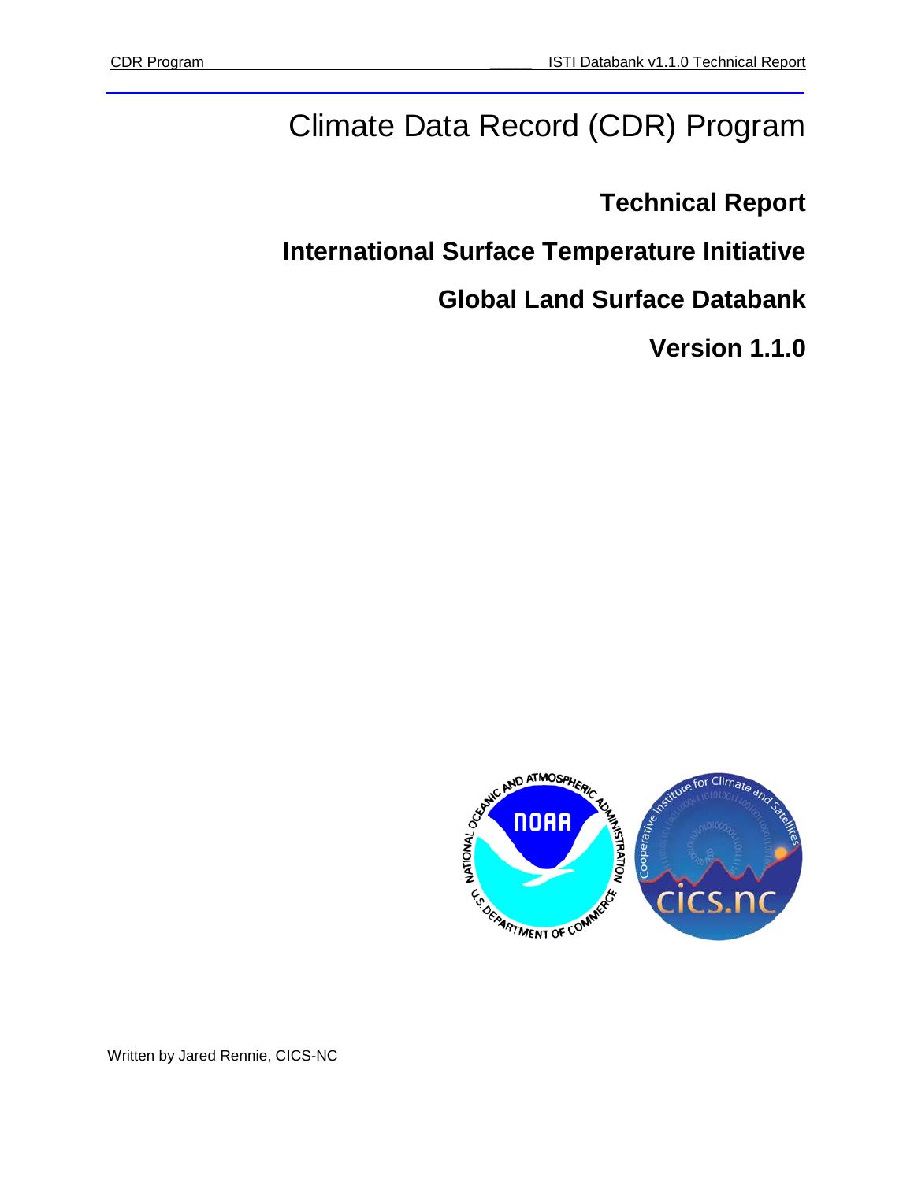# Climate Data Record (CDR) Program

## Technical Report

## International Surface Temperature Initiative

## Global Land Surface Databank

## Version 1.1.0

Written by Jared Rennie, CICS-NC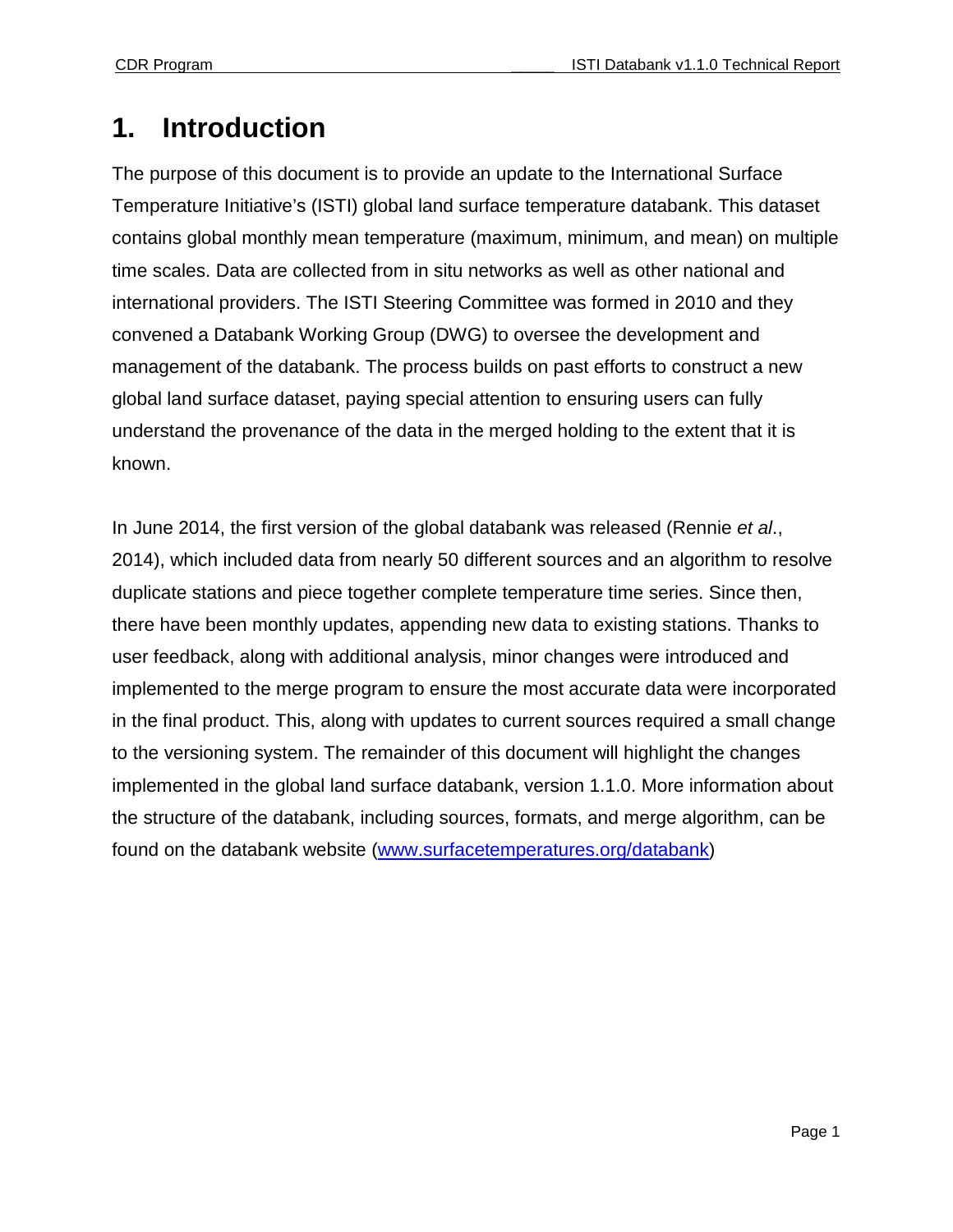# 1. Introduction

The purpose of this document is to provide an update to the International Surface Temperature Initiative's (ISTI) global land surface temperature databank. This dataset contains global monthly mean temperature (maximum, minimum, and mean) on multiple time scales. Data are collected from in situ networks as well as other national and international providers. The ISTI Steering Committee was formed in 2010 and they convened a Databank Working Group (DWG) to oversee the development and management of the databank. The process builds on past efforts to construct a new global land surface dataset, paying special attention to ensuring users can fully understand the provenance of the data in the merged holding to the extent that it is known.

In June 2014, the first version of the global databank was released (Rennie *et al*., 2014), which included data from nearly 50 different sources and an algorithm to resolve duplicate stations and piece together complete temperature time series. Since then, there have been monthly updates, appending new data to existing stations. Thanks to user feedback, along with additional analysis, minor changes were introduced and implemented to the merge program to ensure the most accurate data were incorporated in the final product. This, along with updates to current sources required a small change to the versioning system. The remainder of this document will highlight the changes implemented in the global land surface databank, version 1.1.0. More information about the structure of the databank, including sources, formats, and merge algorithm, can be found on the databank website ([www.surfacetemperatures.org/databank](http://www.surfacetemperatures.org/databank))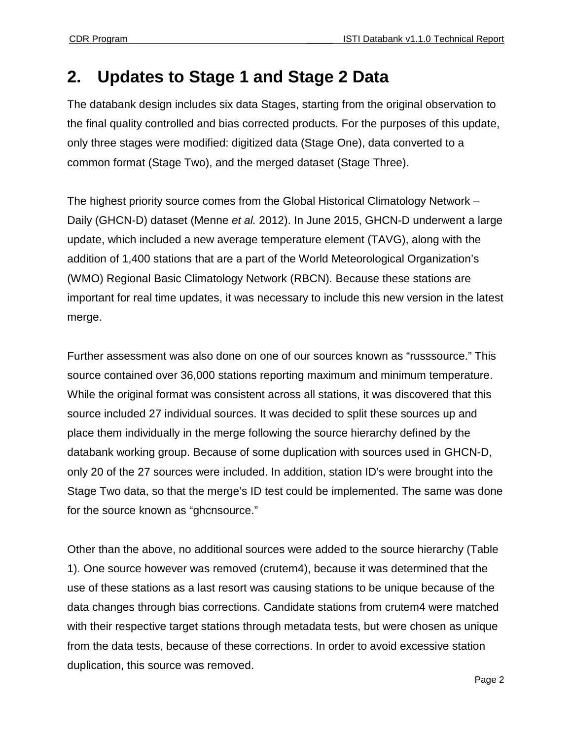## 2. Updates to Stage 1 and Stage 2 Data

The databank design includes six data Stages, starting from the original observation to the final quality controlled and bias corrected products. For the purposes of this update, only three stages were modified: digitized data (Stage One), data converted to a common format (Stage Two), and the merged dataset (Stage Three).

The highest priority source comes from the Global Historical Climatology Network – Daily (GHCN-D) dataset (Menne *et al.* 2012). In June 2015, GHCN-D underwent a large update, which included a new average temperature element (TAVG), along with the addition of 1,400 stations that are a part of the World Meteorological Organization's (WMO) Regional Basic Climatology Network (RBCN). Because these stations are important for real time updates, it was necessary to include this new version in the latest merge.

Further assessment was also done on one of our sources known as "russsource." This source contained over 36,000 stations reporting maximum and minimum temperature. While the original format was consistent across all stations, it was discovered that this source included 27 individual sources. It was decided to split these sources up and place them individually in the merge following the source hierarchy defined by the databank working group. Because of some duplication with sources used in GHCN-D, only 20 of the 27 sources were included. In addition, station ID's were brought into the Stage Two data, so that the merge's ID test could be implemented. The same was done for the source known as "ghcnsource."

Other than the above, no additional sources were added to the source hierarchy (Table 1). One source however was removed (crutem4), because it was determined that the use of these stations as a last resort was causing stations to be unique because of the data changes through bias corrections. Candidate stations from crutem4 were matched with their respective target stations through metadata tests, but were chosen as unique from the data tests, because of these corrections. In order to avoid excessive station duplication, this source was removed.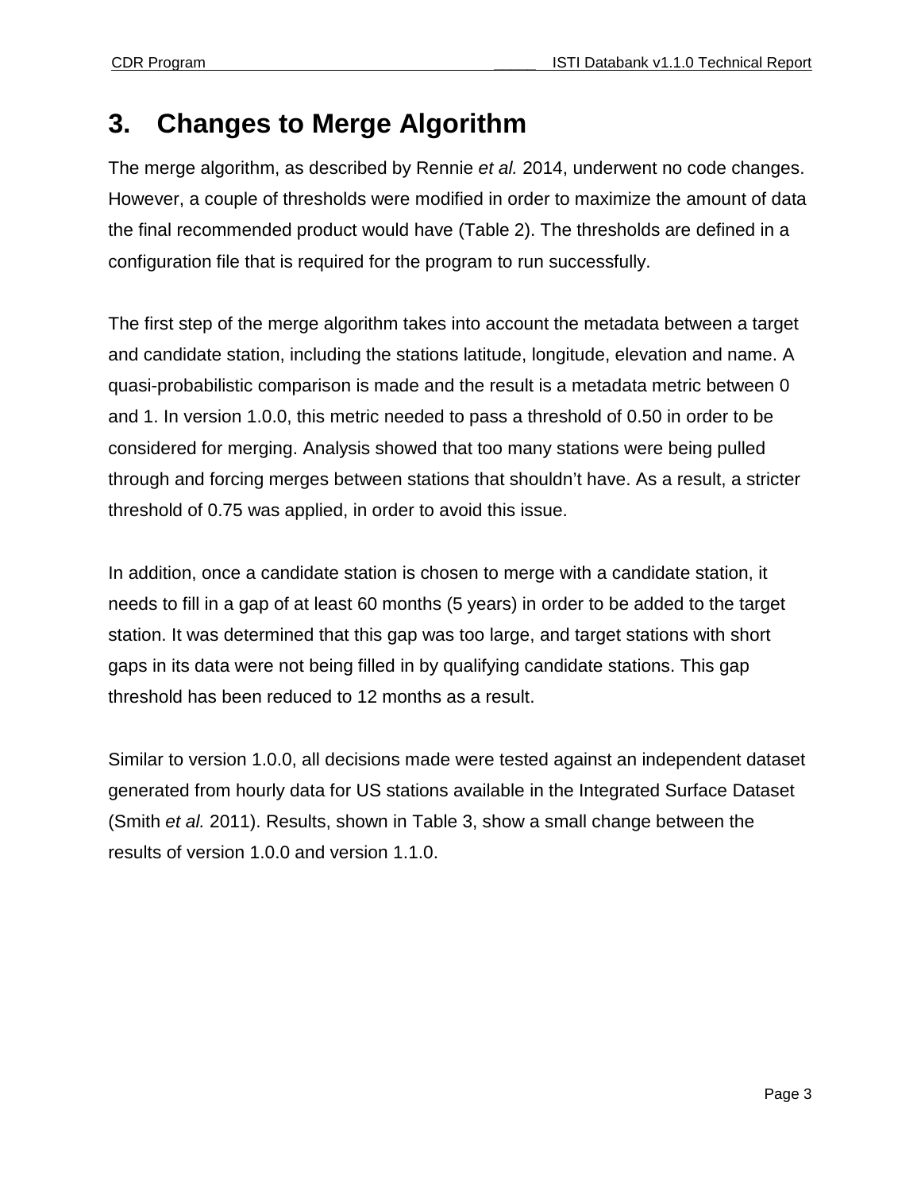# 3. Changes to Merge Algorithm

The merge algorithm, as described by Rennie *et al.* 2014, underwent no code changes. However, a couple of thresholds were modified in order to maximize the amount of data the final recommended product would have (Table 2). The thresholds are defined in a configuration file that is required for the program to run successfully.

The first step of the merge algorithm takes into account the metadata between a target and candidate station, including the stations latitude, longitude, elevation and name. A quasi-probabilistic comparison is made and the result is a metadata metric between 0 and 1. In version 1.0.0, this metric needed to pass a threshold of 0.50 in order to be considered for merging. Analysis showed that too many stations were being pulled through and forcing merges between stations that shouldn't have. As a result, a stricter threshold of 0.75 was applied, in order to avoid this issue.

In addition, once a candidate station is chosen to merge with a candidate station, it needs to fill in a gap of at least 60 months (5 years) in order to be added to the target station. It was determined that this gap was too large, and target stations with short gaps in its data were not being filled in by qualifying candidate stations. This gap threshold has been reduced to 12 months as a result.

Similar to version 1.0.0, all decisions made were tested against an independent dataset generated from hourly data for US stations available in the Integrated Surface Dataset (Smith *et al.* 2011). Results, shown in Table 3, show a small change between the results of version 1.0.0 and version 1.1.0.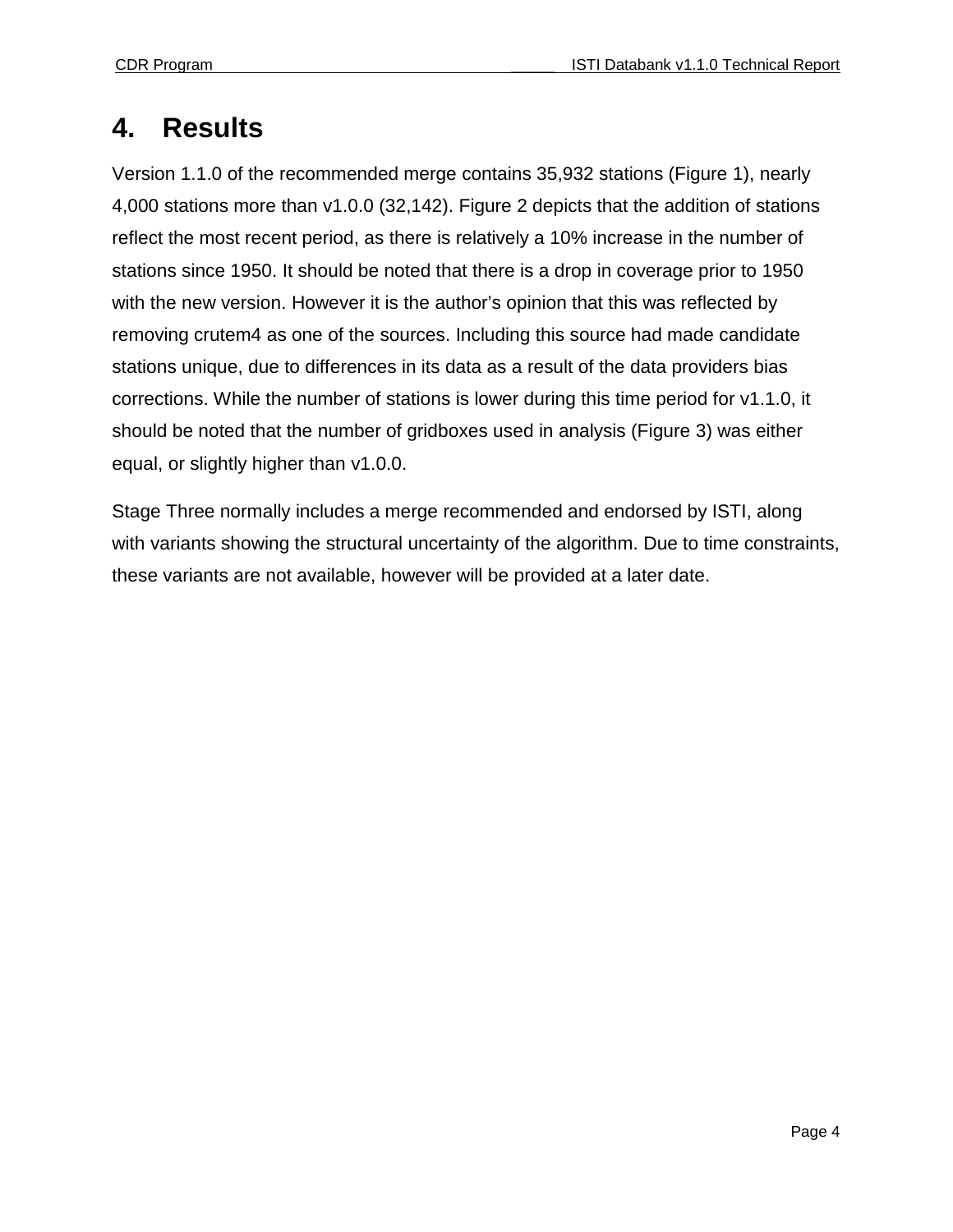# 4. Results

Version 1.1.0 of the recommended merge contains 35,932 stations (Figure 1), nearly 4,000 stations more than v1.0.0 (32,142). Figure 2 depicts that the addition of stations reflect the most recent period, as there is relatively a 10% increase in the number of stations since 1950. It should be noted that there is a drop in coverage prior to 1950 with the new version. However it is the author's opinion that this was reflected by removing crutem4 as one of the sources. Including this source had made candidate stations unique, due to differences in its data as a result of the data providers bias corrections. While the number of stations is lower during this time period for v1.1.0, it should be noted that the number of gridboxes used in analysis (Figure 3) was either equal, or slightly higher than v1.0.0.

Stage Three normally includes a merge recommended and endorsed by ISTI, along with variants showing the structural uncertainty of the algorithm. Due to time constraints, these variants are not available, however will be provided at a later date.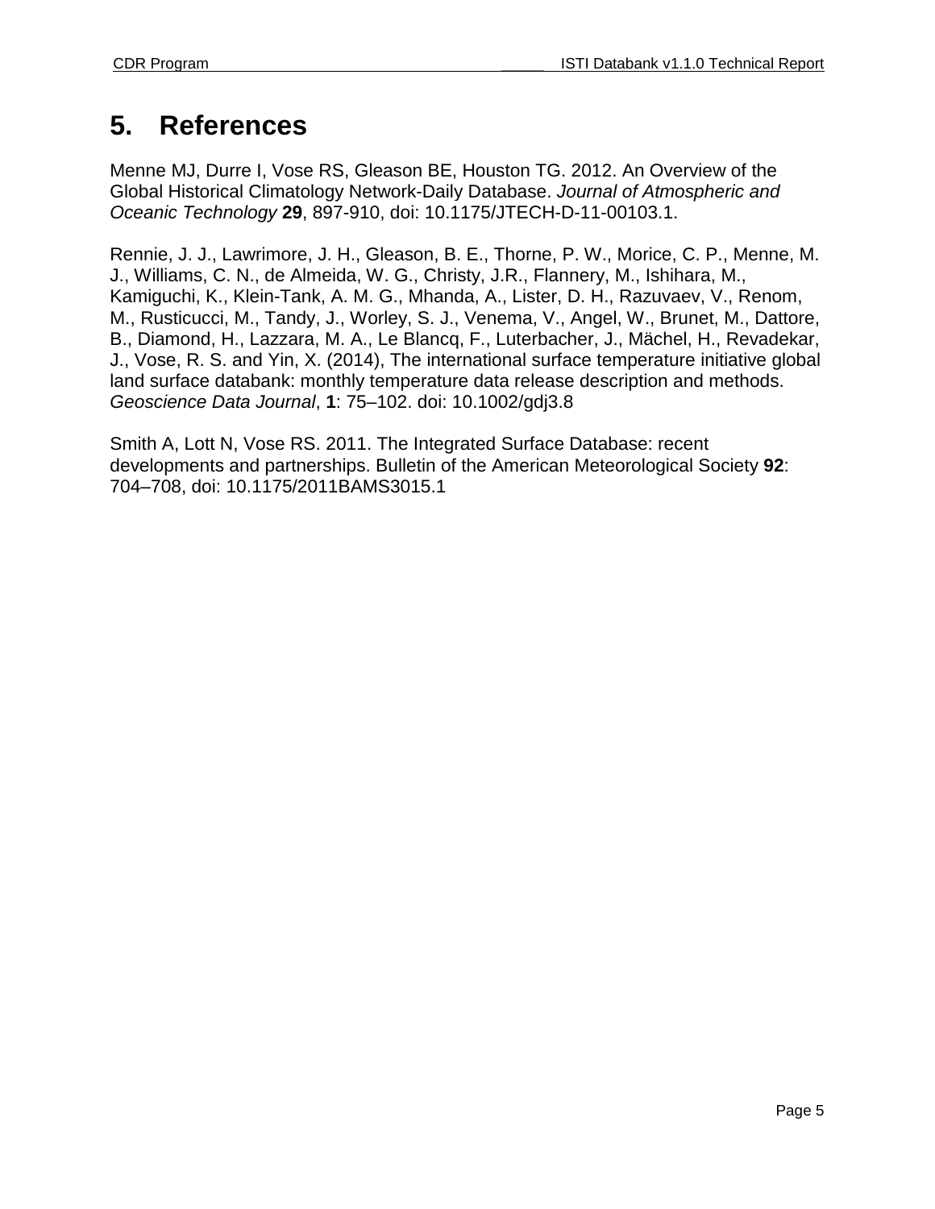# 5. References

Menne MJ, Durre I, Vose RS, Gleason BE, Houston TG. 2012. An Overview of the Global Historical Climatology Network-Daily Database. *Journal of Atmospheric and Oceanic Technology* **29**, 897-910, doi: 10.1175/JTECH-D-11-00103.1.

Rennie, J. J., Lawrimore, J. H., Gleason, B. E., Thorne, P. W., Morice, C. P., Menne, M. J., Williams, C. N., de Almeida, W. G., Christy, J.R., Flannery, M., Ishihara, M., Kamiguchi, K., Klein-Tank, A. M. G., Mhanda, A., Lister, D. H., Razuvaev, V., Renom, M., Rusticucci, M., Tandy, J., Worley, S. J., Venema, V., Angel, W., Brunet, M., Dattore, B., Diamond, H., Lazzara, M. A., Le Blancq, F., Luterbacher, J., Mächel, H., Revadekar, J., Vose, R. S. and Yin, X. (2014), The international surface temperature initiative global land surface databank: monthly temperature data release description and methods. *Geoscience Data Journal*, **1**: 75–102. doi: 10.1002/gdj3.8

Smith A, Lott N, Vose RS. 2011. The Integrated Surface Database: recent developments and partnerships. Bulletin of the American Meteorological Society **92**: 704–708, doi: 10.1175/2011BAMS3015.1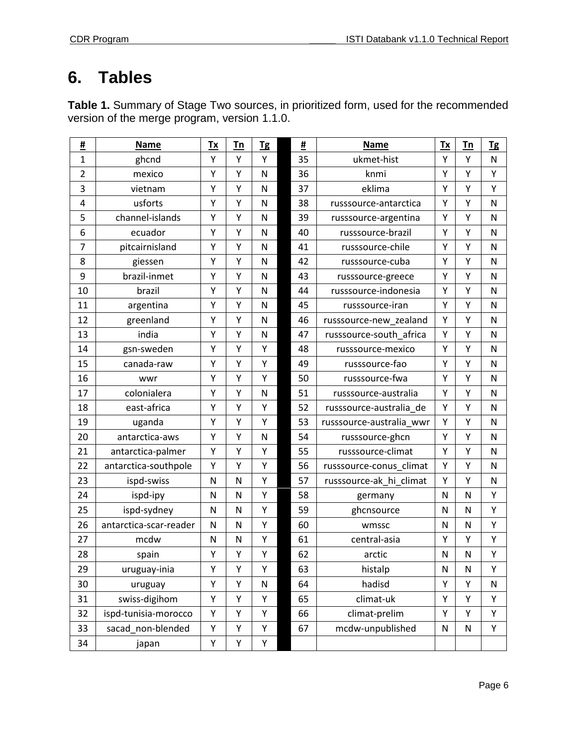# 6. Tables

**Table 1.** Summary of Stage Two sources, in prioritized form, used for the recommended version of the merge program, version 1.1.0.

| # | Name | Tx | Tn | Tg | | # | Name | Tx | Tn | Tg |
|---|---|---|---|---|---|---|---|---|---|---|
| 1 | ghcnd | Y | Y | Y | | 35 | ukmet-hist | Y | Y | N |
| 2 | mexico | Y | Y | N | | 36 | knmi | Y | Y | Y |
| 3 | vietnam | Y | Y | N | | 37 | eklima | Y | Y | Y |
| 4 | usforts | Y | Y | N | | 38 | russsource-antarctica | Y | Y | N |
| 5 | channel-islands | Y | Y | N | | 39 | russsource-argentina | Y | Y | N |
| 6 | ecuador | Y | Y | N | | 40 | russsource-brazil | Y | Y | N |
| 7 | pitcairnisland | Y | Y | N | | 41 | russsource-chile | Y | Y | N |
| 8 | giessen | Y | Y | N | | 42 | russsource-cuba | Y | Y | N |
| 9 | brazil-inmet | Y | Y | N | | 43 | russsource-greece | Y | Y | N |
| 10 | brazil | Y | Y | N | | 44 | russsource-indonesia | Y | Y | N |
| 11 | argentina | Y | Y | N | | 45 | russsource-iran | Y | Y | N |
| 12 | greenland | Y | Y | N | | 46 | russsource-new_zealand | Y | Y | N |
| 13 | india | Y | Y | N | | 47 | russsource-south_africa | Y | Y | N |
| 14 | gsn-sweden | Y | Y | Y | | 48 | russsource-mexico | Y | Y | N |
| 15 | canada-raw | Y | Y | Y | | 49 | russsource-fao | Y | Y | N |
| 16 | wwr | Y | Y | Y | | 50 | russsource-fwa | Y | Y | N |
| 17 | colonialera | Y | Y | N | | 51 | russsource-australia | Y | Y | N |
| 18 | east-africa | Y | Y | Y | | 52 | russsource-australia_de | Y | Y | N |
| 19 | uganda | Y | Y | Y | | 53 | russsource-australia_wwr | Y | Y | N |
| 20 | antarctica-aws | Y | Y | N | | 54 | russsource-ghcn | Y | Y | N |
| 21 | antarctica-palmer | Y | Y | Y | | 55 | russsource-climat | Y | Y | N |
| 22 | antarctica-southpole | Y | Y | Y | | 56 | russsource-conus_climat | Y | Y | N |
| 23 | ispd-swiss | N | N | Y | | 57 | russsource-ak_hi_climat | Y | Y | N |
| 24 | ispd-ipy | N | N | Y | | 58 | germany | N | N | Y |
| 25 | ispd-sydney | N | N | Y | | 59 | ghcnsource | N | N | Y |
| 26 | antarctica-scar-reader | N | N | Y | | 60 | wmssc | N | N | Y |
| 27 | mcdw | N | N | Y | | 61 | central-asia | Y | Y | Y |
| 28 | spain | Y | Y | Y | | 62 | arctic | N | N | Y |
| 29 | uruguay-inia | Y | Y | Y | | 63 | histalp | N | N | Y |
| 30 | uruguay | Y | Y | N | | 64 | hadisd | Y | Y | N |
| 31 | swiss-digihom | Y | Y | Y | | 65 | climat-uk | Y | Y | Y |
| 32 | ispd-tunisia-morocco | Y | Y | Y | | 66 | climat-prelim | Y | Y | Y |
| 33 | sacad_non-blended | Y | Y | Y | | 67 | mcdw-unpublished | N | N | Y |
| 34 | japan | Y | Y | Y | | | | | | |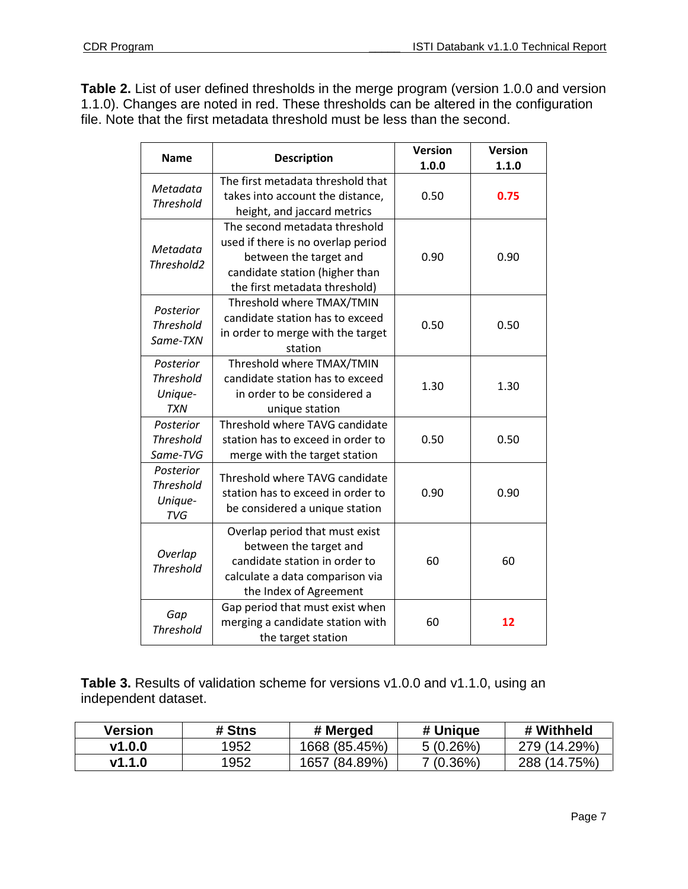**Table 2.** List of user defined thresholds in the merge program (version 1.0.0 and version 1.1.0). Changes are noted in red. These thresholds can be altered in the configuration file. Note that the first metadata threshold must be less than the second.

| Name | Description | Version 1.0.0 | Version 1.1.0 |
|---|---|---|---|
| *Metadata Threshold* | The first metadata threshold that takes into account the distance, height, and jaccard metrics | 0.50 | **0.75** |
| *Metadata Threshold2* | The second metadata threshold used if there is no overlap period between the target and candidate station (higher than the first metadata threshold) | 0.90 | 0.90 |
| *Posterior Threshold Same-TXN* | Threshold where TMAX/TMIN candidate station has to exceed in order to merge with the target station | 0.50 | 0.50 |
| *Posterior Threshold Unique-TXN* | Threshold where TMAX/TMIN candidate station has to exceed in order to be considered a unique station | 1.30 | 1.30 |
| *Posterior Threshold Same-TVG* | Threshold where TAVG candidate station has to exceed in order to merge with the target station | 0.50 | 0.50 |
| *Posterior Threshold Unique-TVG* | Threshold where TAVG candidate station has to exceed in order to be considered a unique station | 0.90 | 0.90 |
| *Overlap Threshold* | Overlap period that must exist between the target and candidate station in order to calculate a data comparison via the Index of Agreement | 60 | 60 |
| *Gap Threshold* | Gap period that must exist when merging a candidate station with the target station | 60 | **12** |

**Table 3.** Results of validation scheme for versions v1.0.0 and v1.1.0, using an independent dataset.

| Version | # Stns | # Merged | # Unique | # Withheld |
|---|---|---|---|---|
| **v1.0.0** | 1952 | 1668 (85.45%) | 5 (0.26%) | 279 (14.29%) |
| **v1.1.0** | 1952 | 1657 (84.89%) | 7 (0.36%) | 288 (14.75%) |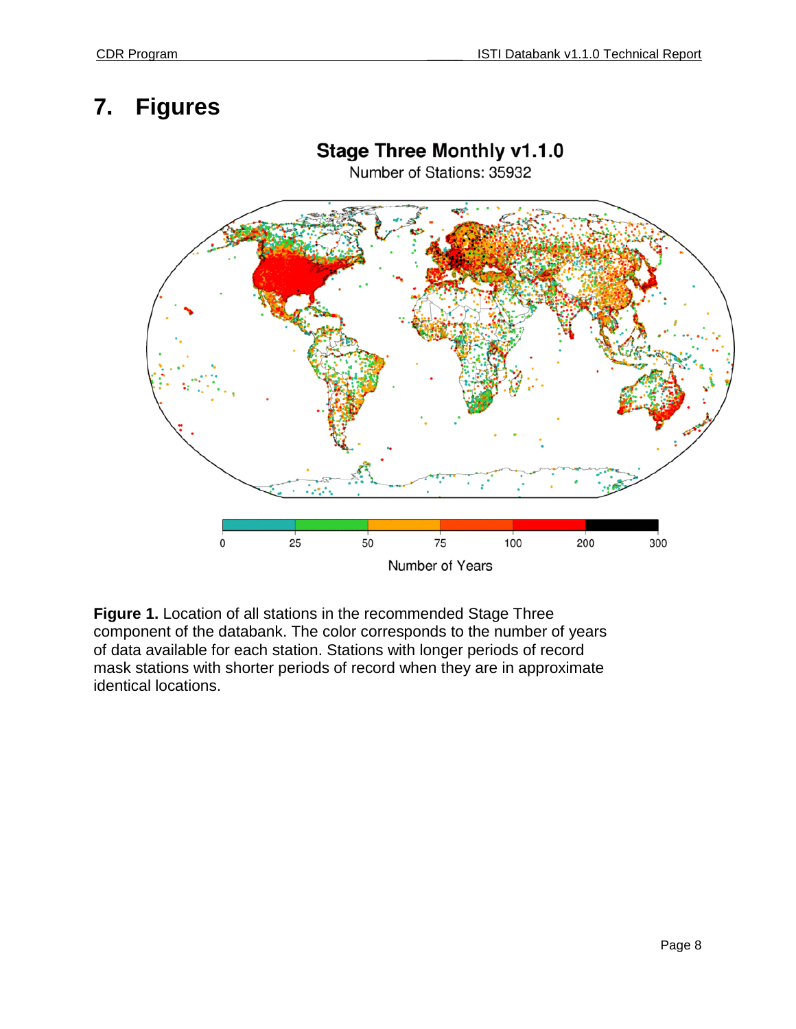# 7. Figures

**Figure 1.** Location of all stations in the recommended Stage Three component of the databank. The color corresponds to the number of years of data available for each station. Stations with longer periods of record mask stations with shorter periods of record when they are in approximate identical locations.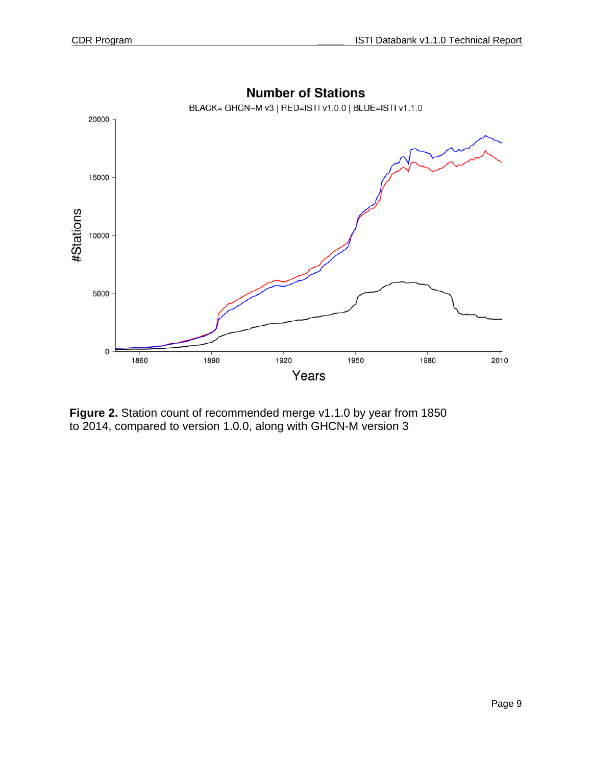Number of Stations

BLACK= GHCN−M v3 | RED=ISTI v1.0.0 | BLUE=ISTI v1.1.0

#Stations

20000

15000

10000

5000

0

1860

1890

1920

1950

1980

2010

Years

**Figure 2.** Station count of recommended merge v1.1.0 by year from 1850 to 2014, compared to version 1.0.0, along with GHCN-M version 3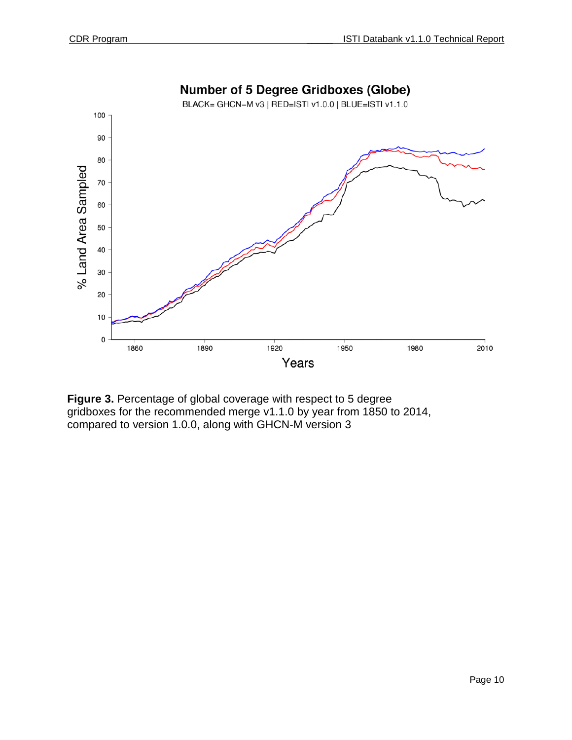Number of 5 Degree Gridboxes (Globe)

BLACK= GHCN−M v3 | RED=ISTI v1.0.0 | BLUE=ISTI v1.1.0

% Land Area Sampled

0
10
20
30
40
50
60
70
80
90
100

1860
1890
1920
1950
1980
2010

Years

**Figure 3.** Percentage of global coverage with respect to 5 degree gridboxes for the recommended merge v1.1.0 by year from 1850 to 2014, compared to version 1.0.0, along with GHCN-M version 3